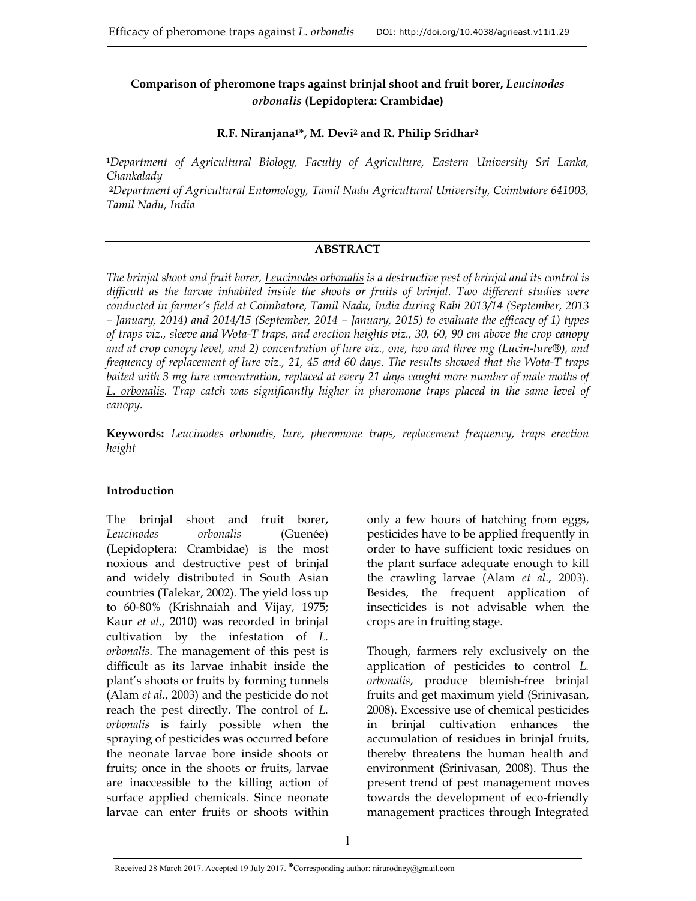# Comparison of pheromone traps against brinjal shoot and fruit borer, *Leucinodes orbonalis* (Lepidoptera: Crambidae)

**R.F. Niranjana[1]*, M. Devi[2] and R. Philip Sridhar[2]**

[1]*Department of Agricultural Biology, Faculty of Agriculture, Eastern University Sri Lanka, Chankalady*

[2]*Department of Agricultural Entomology, Tamil Nadu Agricultural University, Coimbatore 641003, Tamil Nadu, India*

## ABSTRACT

*The brinjal shoot and fruit borer, Leucinodes orbonalis is a destructive pest of brinjal and its control is difficult as the larvae inhabited inside the shoots or fruits of brinjal. Two different studies were conducted in farmer's field at Coimbatore, Tamil Nadu, India during Rabi 2013/14 (September, 2013 – January, 2014) and 2014/15 (September, 2014 – January, 2015) to evaluate the efficacy of 1) types of traps viz., sleeve and Wota-T traps, and erection heights viz., 30, 60, 90 cm above the crop canopy and at crop canopy level, and 2) concentration of lure viz., one, two and three mg (Lucin-lure®), and frequency of replacement of lure viz., 21, 45 and 60 days. The results showed that the Wota-T traps baited with 3 mg lure concentration, replaced at every 21 days caught more number of male moths of L. orbonalis. Trap catch was significantly higher in pheromone traps placed in the same level of canopy.*

**Keywords:** *Leucinodes orbonalis, lure, pheromone traps, replacement frequency, traps erection height*

## Introduction

The brinjal shoot and fruit borer, *Leucinodes orbonalis* (Guenée) (Lepidoptera: Crambidae) is the most noxious and destructive pest of brinjal and widely distributed in South Asian countries (Talekar, 2002). The yield loss up to 60-80% (Krishnaiah and Vijay, 1975; Kaur *et al*., 2010) was recorded in brinjal cultivation by the infestation of *L. orbonalis*. The management of this pest is difficult as its larvae inhabit inside the plant's shoots or fruits by forming tunnels (Alam *et al*., 2003) and the pesticide do not reach the pest directly. The control of *L. orbonalis* is fairly possible when the spraying of pesticides was occurred before the neonate larvae bore inside shoots or fruits; once in the shoots or fruits, larvae are inaccessible to the killing action of surface applied chemicals. Since neonate larvae can enter fruits or shoots within only a few hours of hatching from eggs, pesticides have to be applied frequently in order to have sufficient toxic residues on the plant surface adequate enough to kill the crawling larvae (Alam *et al*., 2003). Besides, the frequent application of insecticides is not advisable when the crops are in fruiting stage.

Though, farmers rely exclusively on the application of pesticides to control *L. orbonalis*, produce blemish-free brinjal fruits and get maximum yield (Srinivasan, 2008). Excessive use of chemical pesticides in brinjal cultivation enhances the accumulation of residues in brinjal fruits, thereby threatens the human health and environment (Srinivasan, 2008). Thus the present trend of pest management moves towards the development of eco-friendly management practices through Integrated

Received 28 March 2017. Accepted 19 July 2017. *Corresponding author: nirurodney@gmail.com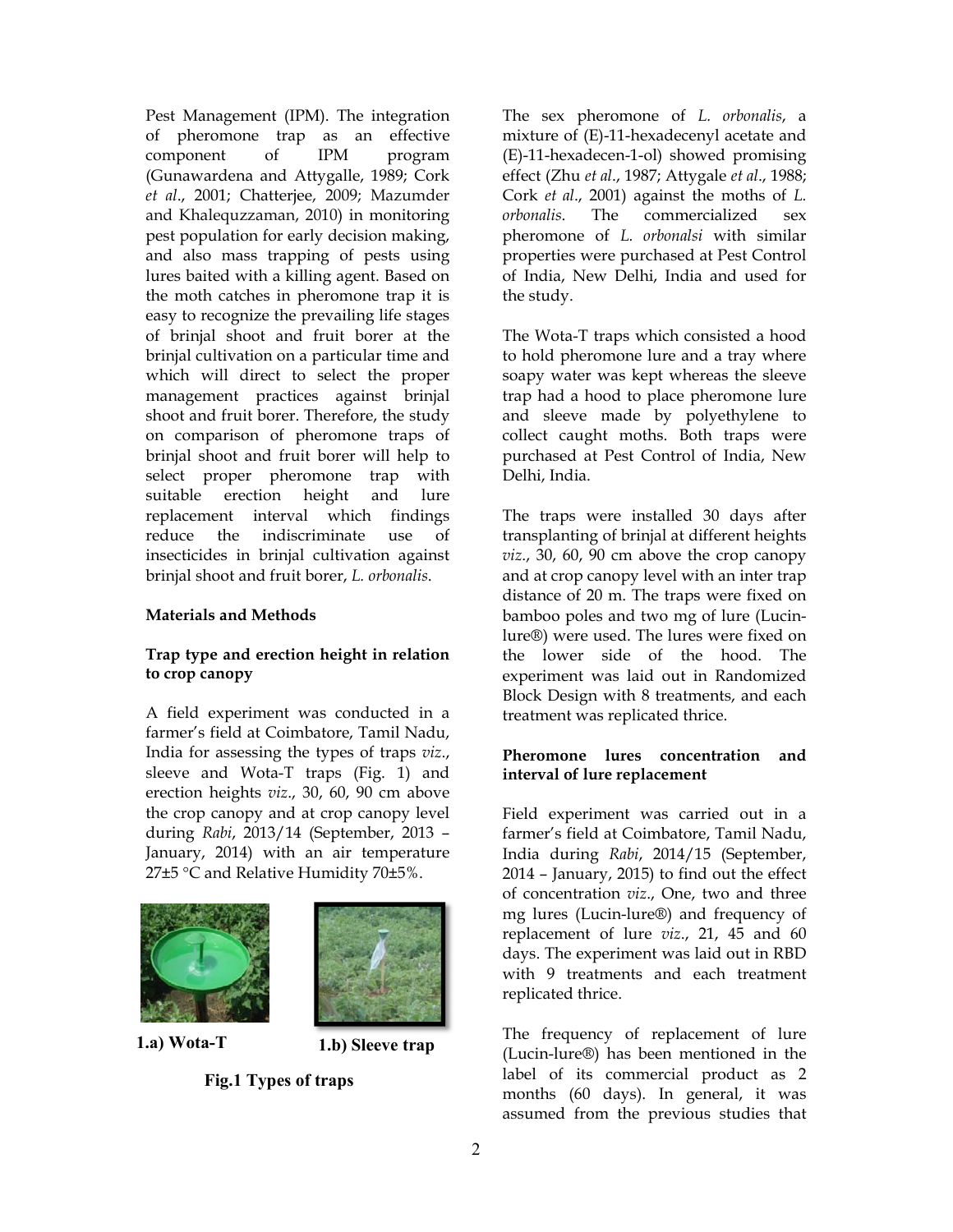Pest Management (IPM). The integration of pheromone trap as an effective component of IPM program (Gunawardena and Attygalle, 1989; Cork *et al*., 2001; Chatterjee, 2009; Mazumder and Khalequzzaman, 2010) in monitoring pest population for early decision making, and also mass trapping of pests using lures baited with a killing agent. Based on the moth catches in pheromone trap it is easy to recognize the prevailing life stages of brinjal shoot and fruit borer at the brinjal cultivation on a particular time and which will direct to select the proper management practices against brinjal shoot and fruit borer. Therefore, the study on comparison of pheromone traps of brinjal shoot and fruit borer will help to select proper pheromone trap with suitable erection height and lure replacement interval which findings reduce the indiscriminate use of insecticides in brinjal cultivation against brinjal shoot and fruit borer, *L. orbonalis*.

## Materials and Methods

### Trap type and erection height in relation to crop canopy

A field experiment was conducted in a farmer's field at Coimbatore, Tamil Nadu, India for assessing the types of traps *viz*., sleeve and Wota-T traps (Fig. 1) and erection heights *viz*., 30, 60, 90 cm above the crop canopy and at crop canopy level during *Rabi*, 2013/14 (September, 2013 – January, 2014) with an air temperature 27±5 °C and Relative Humidity 70±5%.

**1.a) Wota-T** **1.b) Sleeve trap**

**Fig.1 Types of traps**

The sex pheromone of *L. orbonalis*, a mixture of (E)-11-hexadecenyl acetate and (E)-11-hexadecen-1-ol) showed promising effect (Zhu *et al*., 1987; Attygale *et al*., 1988; Cork *et al*., 2001) against the moths of *L. orbonalis*. The commercialized sex pheromone of *L. orbonalsi* with similar properties were purchased at Pest Control of India, New Delhi, India and used for the study.

The Wota-T traps which consisted a hood to hold pheromone lure and a tray where soapy water was kept whereas the sleeve trap had a hood to place pheromone lure and sleeve made by polyethylene to collect caught moths. Both traps were purchased at Pest Control of India, New Delhi, India.

The traps were installed 30 days after transplanting of brinjal at different heights *viz*., 30, 60, 90 cm above the crop canopy and at crop canopy level with an inter trap distance of 20 m. The traps were fixed on bamboo poles and two mg of lure (Lucin-lure®) were used. The lures were fixed on the lower side of the hood. The experiment was laid out in Randomized Block Design with 8 treatments, and each treatment was replicated thrice.

### Pheromone lures concentration and interval of lure replacement

Field experiment was carried out in a farmer's field at Coimbatore, Tamil Nadu, India during *Rabi*, 2014/15 (September, 2014 – January, 2015) to find out the effect of concentration *viz*., One, two and three mg lures (Lucin-lure®) and frequency of replacement of lure *viz*., 21, 45 and 60 days. The experiment was laid out in RBD with 9 treatments and each treatment replicated thrice.

The frequency of replacement of lure (Lucin-lure®) has been mentioned in the label of its commercial product as 2 months (60 days). In general, it was assumed from the previous studies that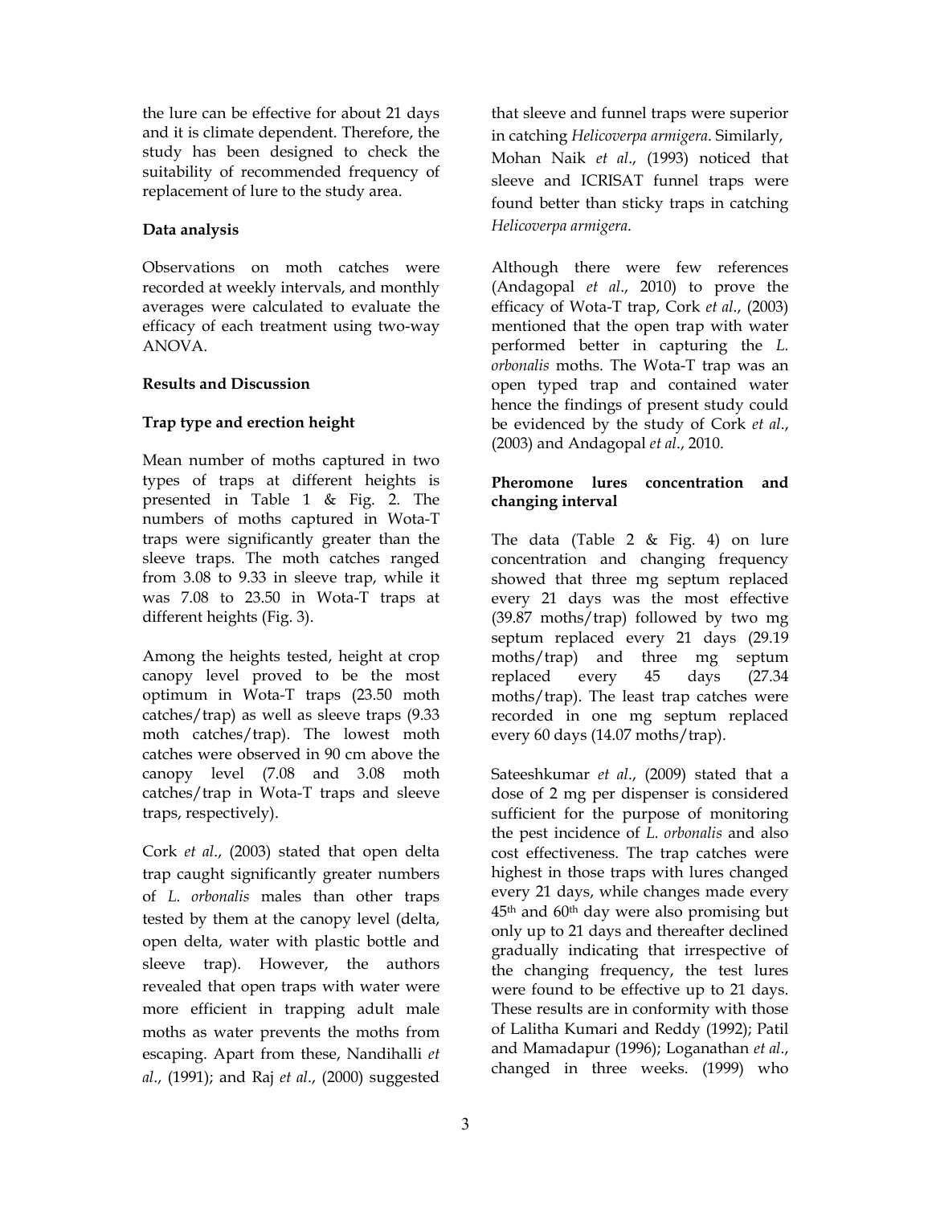the lure can be effective for about 21 days and it is climate dependent. Therefore, the study has been designed to check the suitability of recommended frequency of replacement of lure to the study area.

**Data analysis**

Observations on moth catches were recorded at weekly intervals, and monthly averages were calculated to evaluate the efficacy of each treatment using two-way ANOVA.

## Results and Discussion

### Trap type and erection height

Mean number of moths captured in two types of traps at different heights is presented in Table 1 & Fig. 2. The numbers of moths captured in Wota-T traps were significantly greater than the sleeve traps. The moth catches ranged from 3.08 to 9.33 in sleeve trap, while it was 7.08 to 23.50 in Wota-T traps at different heights (Fig. 3).

Among the heights tested, height at crop canopy level proved to be the most optimum in Wota-T traps (23.50 moth catches/trap) as well as sleeve traps (9.33 moth catches/trap). The lowest moth catches were observed in 90 cm above the canopy level (7.08 and 3.08 moth catches/trap in Wota-T traps and sleeve traps, respectively).

Cork *et al*., (2003) stated that open delta trap caught significantly greater numbers of *L. orbonalis* males than other traps tested by them at the canopy level (delta, open delta, water with plastic bottle and sleeve trap). However, the authors revealed that open traps with water were more efficient in trapping adult male moths as water prevents the moths from escaping. Apart from these, Nandihalli *et al*., (1991); and Raj *et al*., (2000) suggested that sleeve and funnel traps were superior in catching *Helicoverpa armigera*. Similarly, Mohan Naik *et al*., (1993) noticed that sleeve and ICRISAT funnel traps were found better than sticky traps in catching *Helicoverpa armigera*.

Although there were few references (Andagopal *et al*., 2010) to prove the efficacy of Wota-T trap, Cork *et al*., (2003) mentioned that the open trap with water performed better in capturing the *L. orbonalis* moths. The Wota-T trap was an open typed trap and contained water hence the findings of present study could be evidenced by the study of Cork *et al*., (2003) and Andagopal *et al*., 2010.

### Pheromone lures concentration and changing interval

The data (Table 2 & Fig. 4) on lure concentration and changing frequency showed that three mg septum replaced every 21 days was the most effective (39.87 moths/trap) followed by two mg septum replaced every 21 days (29.19 moths/trap) and three mg septum replaced every 45 days (27.34 moths/trap). The least trap catches were recorded in one mg septum replaced every 60 days (14.07 moths/trap).

Sateeshkumar *et al*., (2009) stated that a dose of 2 mg per dispenser is considered sufficient for the purpose of monitoring the pest incidence of *L. orbonalis* and also cost effectiveness. The trap catches were highest in those traps with lures changed every 21 days, while changes made every 45th and 60th day were also promising but only up to 21 days and thereafter declined gradually indicating that irrespective of the changing frequency, the test lures were found to be effective up to 21 days. These results are in conformity with those of Lalitha Kumari and Reddy (1992); Patil and Mamadapur (1996); Loganathan *et al*., changed in three weeks. (1999) who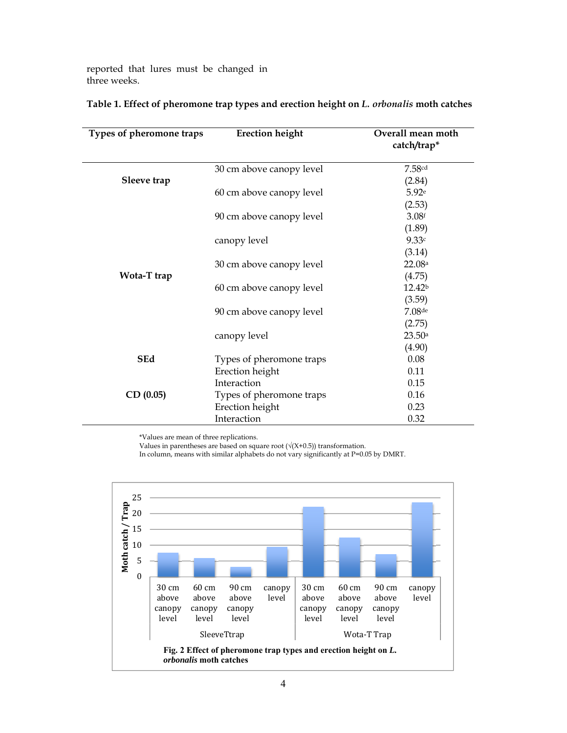reported that lures must be changed in three weeks.

**Table 1. Effect of pheromone trap types and erection height on *L. orbonalis* moth catches**

| Types of pheromone traps | Erection height | Overall mean moth catch/trap* |
|---|---|---|
| Sleeve trap | 30 cm above canopy level | 7.58[cd] (2.84) |
| | 60 cm above canopy level | 5.92[e] (2.53) |
| | 90 cm above canopy level | 3.08[f] (1.89) |
| | canopy level | 9.33[c] (3.14) |
| Wota-T trap | 30 cm above canopy level | 22.08[a] (4.75) |
| | 60 cm above canopy level | 12.42[b] (3.59) |
| | 90 cm above canopy level | 7.08[de] (2.75) |
| | canopy level | 23.50[a] (4.90) |
| SEd | Types of pheromone traps | 0.08 |
| | Erection height | 0.11 |
| | Interaction | 0.15 |
| CD (0.05) | Types of pheromone traps | 0.16 |
| | Erection height | 0.23 |
| | Interaction | 0.32 |

*Values are mean of three replications.
Values in parentheses are based on square root ($\sqrt{(X+0.5)}$) transformation.
In column, means with similar alphabets do not vary significantly at P=0.05 by DMRT.

**Fig. 2 Effect of pheromone trap types and erection height on *L. orbonalis* moth catches**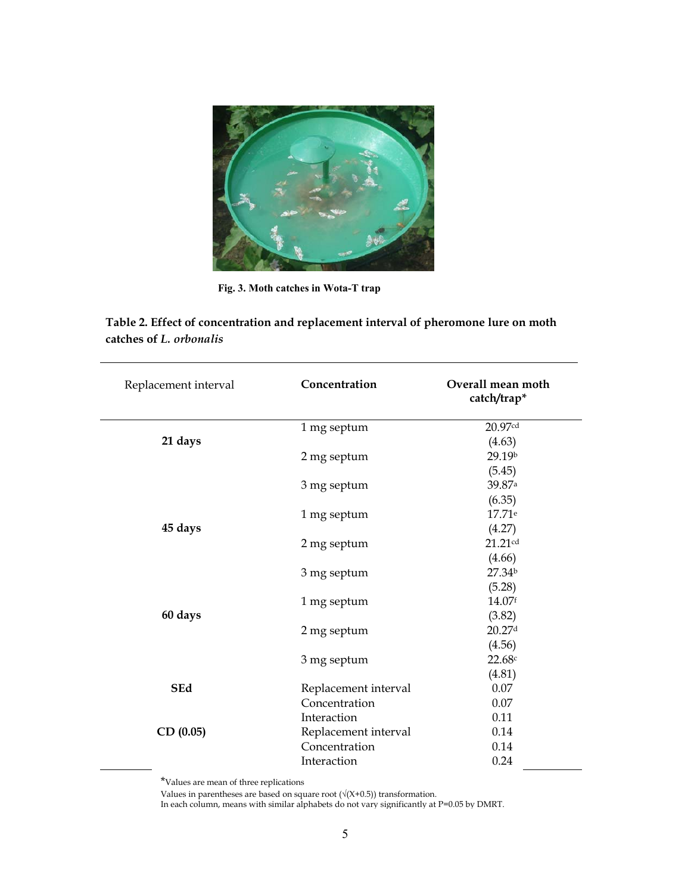Fig. 3. Moth catches in Wota-T trap

**Table 2. Effect of concentration and replacement interval of pheromone lure on moth catches of *L. orbonalis***

| Replacement interval | Concentration | Overall mean moth catch/trap* |
|---|---|---|
| **21 days** | 1 mg septum | 20.97[cd] (4.63) |
| | 2 mg septum | 29.19[b] (5.45) |
| | 3 mg septum | 39.87[a] (6.35) |
| **45 days** | 1 mg septum | 17.71[e] (4.27) |
| | 2 mg septum | 21.21[cd] (4.66) |
| | 3 mg septum | 27.34[b] (5.28) |
| **60 days** | 1 mg septum | 14.07[f] (3.82) |
| | 2 mg septum | 20.27[d] (4.56) |
| | 3 mg septum | 22.68[c] (4.81) |
| **SEd** | Replacement interval | 0.07 |
| | Concentration | 0.07 |
| | Interaction | 0.11 |
| **CD (0.05)** | Replacement interval | 0.14 |
| | Concentration | 0.14 |
| | Interaction | 0.24 |

*Values are mean of three replications

Values in parentheses are based on square root ($\sqrt{(X+0.5)}$) transformation.

In each column, means with similar alphabets do not vary significantly at P=0.05 by DMRT.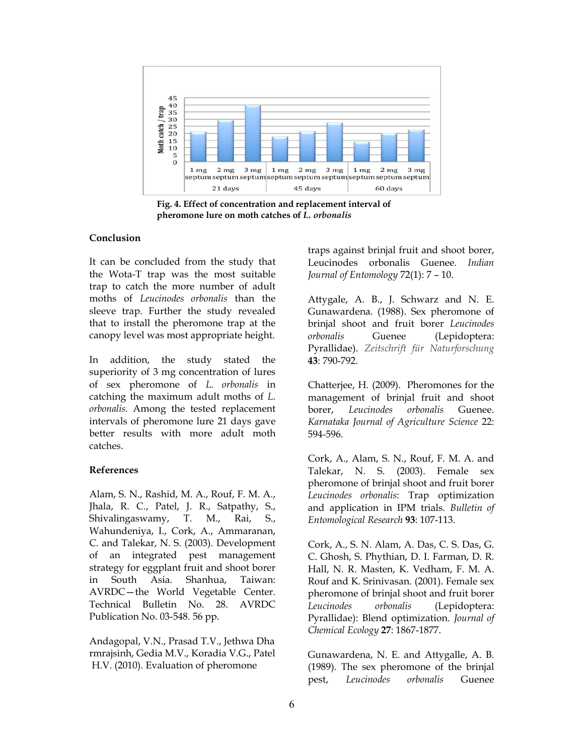Fig. 4. Effect of concentration and replacement interval of pheromone lure on moth catches of *L. orbonalis*

## Conclusion

It can be concluded from the study that the Wota-T trap was the most suitable trap to catch the more number of adult moths of *Leucinodes orbonalis* than the sleeve trap. Further the study revealed that to install the pheromone trap at the canopy level was most appropriate height.

In addition, the study stated the superiority of 3 mg concentration of lures of sex pheromone of *L. orbonalis* in catching the maximum adult moths of *L. orbonalis.* Among the tested replacement intervals of pheromone lure 21 days gave better results with more adult moth catches.

## References

Alam, S. N., Rashid, M. A., Rouf, F. M. A., Jhala, R. C., Patel, J. R., Satpathy, S., Shivalingaswamy, T. M., Rai, S., Wahundeniya, I., Cork, A., Ammaranan, C. and Talekar, N. S. (2003). Development of an integrated pest management strategy for eggplant fruit and shoot borer in South Asia. Shanhua, Taiwan: AVRDC—the World Vegetable Center. Technical Bulletin No. 28. AVRDC Publication No. 03-548. 56 pp.

Andagopal, V.N., Prasad T.V., Jethwa Dharmrajsinh, Gedia M.V., Koradia V.G., Patel H.V. (2010). Evaluation of pheromone traps against brinjal fruit and shoot borer, Leucinodes orbonalis Guenee. *Indian Journal of Entomology* 72(1): 7 – 10.

Attygale, A. B., J. Schwarz and N. E. Gunawardena. (1988). Sex pheromone of brinjal shoot and fruit borer *Leucinodes orbonalis* Guenee (Lepidoptera: Pyrallidae). *Zeitschrift für Naturforschung* **43**: 790-792.

Chatterjee, H. (2009). Pheromones for the management of brinjal fruit and shoot borer, *Leucinodes orbonalis* Guenee. *Karnataka Journal of Agriculture Science* 22: 594-596.

Cork, A., Alam, S. N., Rouf, F. M. A. and Talekar, N. S. (2003). Female sex pheromone of brinjal shoot and fruit borer *Leucinodes orbonalis*: Trap optimization and application in IPM trials. *Bulletin of Entomological Research* **93**: 107-113.

Cork, A., S. N. Alam, A. Das, C. S. Das, G. C. Ghosh, S. Phythian, D. I. Farman, D. R. Hall, N. R. Masten, K. Vedham, F. M. A. Rouf and K. Srinivasan. (2001). Female sex pheromone of brinjal shoot and fruit borer *Leucinodes orbonalis* (Lepidoptera: Pyrallidae): Blend optimization. *Journal of Chemical Ecology* **27**: 1867-1877.

Gunawardena, N. E. and Attygalle, A. B. (1989). The sex pheromone of the brinjal pest, *Leucinodes orbonalis* Guenee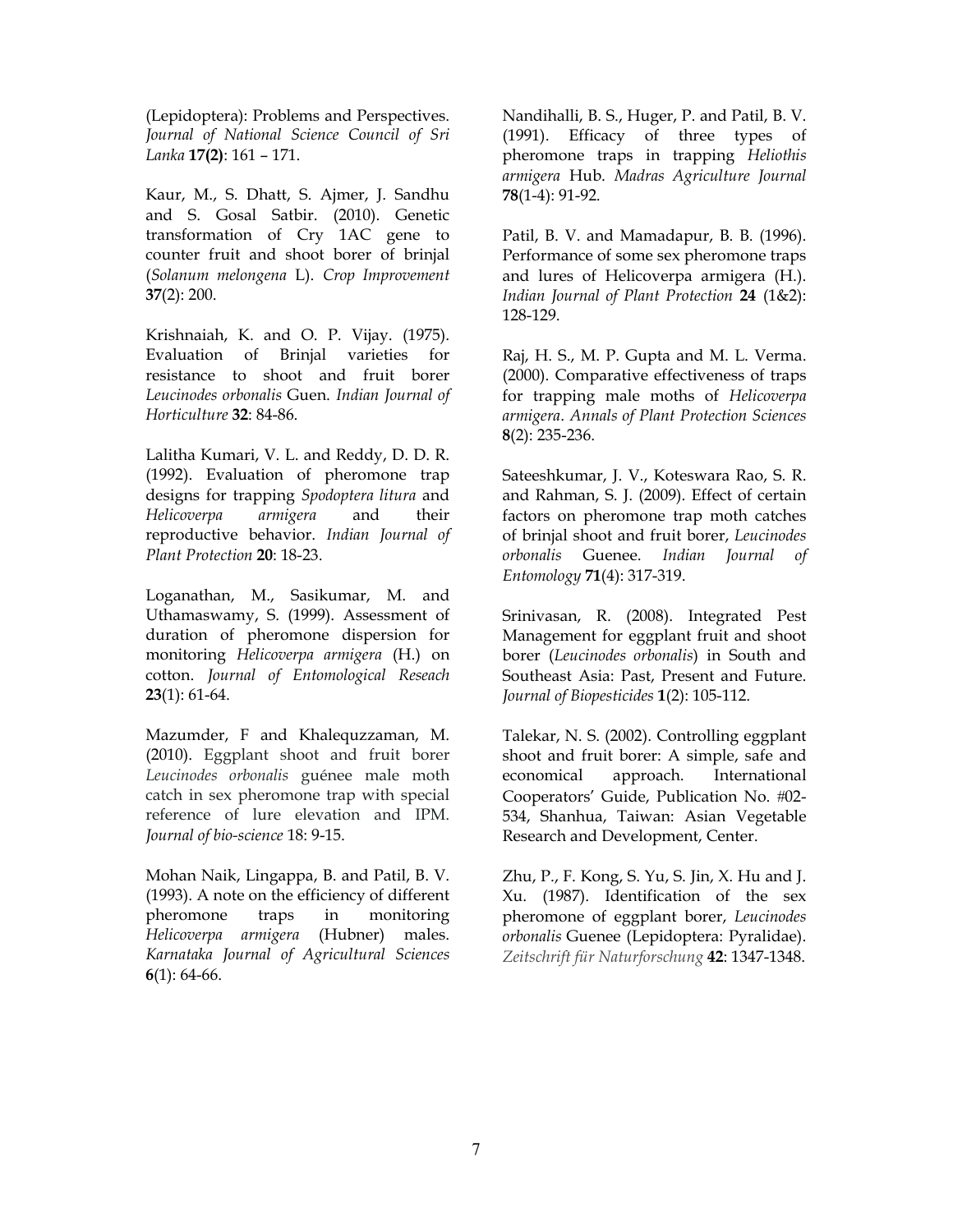(Lepidoptera): Problems and Perspectives. *Journal of National Science Council of Sri Lanka* **17(2)**: 161 – 171.

Kaur, M., S. Dhatt, S. Ajmer, J. Sandhu and S. Gosal Satbir. (2010). Genetic transformation of Cry 1AC gene to counter fruit and shoot borer of brinjal (*Solanum melongena* L). *Crop Improvement* **37**(2): 200.

Krishnaiah, K. and O. P. Vijay. (1975). Evaluation of Brinjal varieties for resistance to shoot and fruit borer *Leucinodes orbonalis* Guen. *Indian Journal of Horticulture* **32**: 84-86.

Lalitha Kumari, V. L. and Reddy, D. D. R. (1992). Evaluation of pheromone trap designs for trapping *Spodoptera litura* and *Helicoverpa armigera* and their reproductive behavior. *Indian Journal of Plant Protection* **20**: 18-23.

Loganathan, M., Sasikumar, M. and Uthamaswamy, S. (1999). Assessment of duration of pheromone dispersion for monitoring *Helicoverpa armigera* (H.) on cotton. *Journal of Entomological Reseach* **23**(1): 61-64.

Mazumder, F and Khalequzzaman, M. (2010). Eggplant shoot and fruit borer *Leucinodes orbonalis* guénee male moth catch in sex pheromone trap with special reference of lure elevation and IPM. *Journal of bio-science* 18: 9-15.

Mohan Naik, Lingappa, B. and Patil, B. V. (1993). A note on the efficiency of different pheromone traps in monitoring *Helicoverpa armigera* (Hubner) males. *Karnataka Journal of Agricultural Sciences* **6**(1): 64-66.

Nandihalli, B. S., Huger, P. and Patil, B. V. (1991). Efficacy of three types of pheromone traps in trapping *Heliothis armigera* Hub. *Madras Agriculture Journal* **78**(1-4): 91-92.

Patil, B. V. and Mamadapur, B. B. (1996). Performance of some sex pheromone traps and lures of Helicoverpa armigera (H.). *Indian Journal of Plant Protection* **24** (1&2): 128-129.

Raj, H. S., M. P. Gupta and M. L. Verma. (2000). Comparative effectiveness of traps for trapping male moths of *Helicoverpa armigera*. *Annals of Plant Protection Sciences* **8**(2): 235-236.

Sateeshkumar, J. V., Koteswara Rao, S. R. and Rahman, S. J. (2009). Effect of certain factors on pheromone trap moth catches of brinjal shoot and fruit borer, *Leucinodes orbonalis* Guenee. *Indian Journal of Entomology* **71**(4): 317-319.

Srinivasan, R. (2008). Integrated Pest Management for eggplant fruit and shoot borer (*Leucinodes orbonalis*) in South and Southeast Asia: Past, Present and Future. *Journal of Biopesticides* **1**(2): 105-112.

Talekar, N. S. (2002). Controlling eggplant shoot and fruit borer: A simple, safe and economical approach. International Cooperators' Guide, Publication No. #02-534, Shanhua, Taiwan: Asian Vegetable Research and Development, Center.

Zhu, P., F. Kong, S. Yu, S. Jin, X. Hu and J. Xu. (1987). Identification of the sex pheromone of eggplant borer, *Leucinodes orbonalis* Guenee (Lepidoptera: Pyralidae). *Zeitschrift für Naturforschung* **42**: 1347-1348.